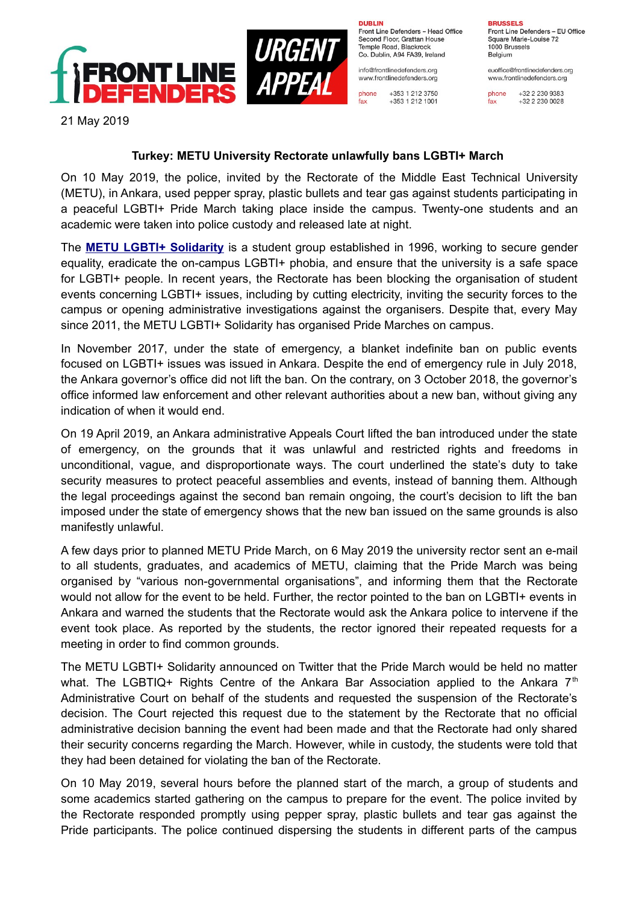FRONT LINE DEFENDERS

URGENT APPEAL

**DUBLIN**
Front Line Defenders – Head Office
Second Floor, Grattan House
Temple Road, Blackrock
Co. Dublin, A94 FA39, Ireland

info@frontlinedefenders.org
www.frontlinedefenders.org

phone +353 1 212 3750
fax +353 1 212 1001

**BRUSSELS**
Front Line Defenders – EU Office
Square Marie-Louise 72
1000 Brussels
Belgium

euoffice@frontlinedefenders.org
www.frontlinedefenders.org

phone +32 2 230 9383
fax +32 2 230 0028

21 May 2019

**Turkey: METU University Rectorate unlawfully bans LGBTI+ March**

On 10 May 2019, the police, invited by the Rectorate of the Middle East Technical University (METU), in Ankara, used pepper spray, plastic bullets and tear gas against students participating in a peaceful LGBTI+ Pride March taking place inside the campus. Twenty-one students and an academic were taken into police custody and released late at night.

The **METU LGBTI+ Solidarity** is a student group established in 1996, working to secure gender equality, eradicate the on-campus LGBTI+ phobia, and ensure that the university is a safe space for LGBTI+ people. In recent years, the Rectorate has been blocking the organisation of student events concerning LGBTI+ issues, including by cutting electricity, inviting the security forces to the campus or opening administrative investigations against the organisers. Despite that, every May since 2011, the METU LGBTI+ Solidarity has organised Pride Marches on campus.

In November 2017, under the state of emergency, a blanket indefinite ban on public events focused on LGBTI+ issues was issued in Ankara. Despite the end of emergency rule in July 2018, the Ankara governor's office did not lift the ban. On the contrary, on 3 October 2018, the governor's office informed law enforcement and other relevant authorities about a new ban, without giving any indication of when it would end.

On 19 April 2019, an Ankara administrative Appeals Court lifted the ban introduced under the state of emergency, on the grounds that it was unlawful and restricted rights and freedoms in unconditional, vague, and disproportionate ways. The court underlined the state's duty to take security measures to protect peaceful assemblies and events, instead of banning them. Although the legal proceedings against the second ban remain ongoing, the court's decision to lift the ban imposed under the state of emergency shows that the new ban issued on the same grounds is also manifestly unlawful.

A few days prior to planned METU Pride March, on 6 May 2019 the university rector sent an e-mail to all students, graduates, and academics of METU, claiming that the Pride March was being organised by "various non-governmental organisations", and informing them that the Rectorate would not allow for the event to be held. Further, the rector pointed to the ban on LGBTI+ events in Ankara and warned the students that the Rectorate would ask the Ankara police to intervene if the event took place. As reported by the students, the rector ignored their repeated requests for a meeting in order to find common grounds.

The METU LGBTI+ Solidarity announced on Twitter that the Pride March would be held no matter what. The LGBTIQ+ Rights Centre of the Ankara Bar Association applied to the Ankara 7th Administrative Court on behalf of the students and requested the suspension of the Rectorate's decision. The Court rejected this request due to the statement by the Rectorate that no official administrative decision banning the event had been made and that the Rectorate had only shared their security concerns regarding the March. However, while in custody, the students were told that they had been detained for violating the ban of the Rectorate.

On 10 May 2019, several hours before the planned start of the march, a group of students and some academics started gathering on the campus to prepare for the event. The police invited by the Rectorate responded promptly using pepper spray, plastic bullets and tear gas against the Pride participants. The police continued dispersing the students in different parts of the campus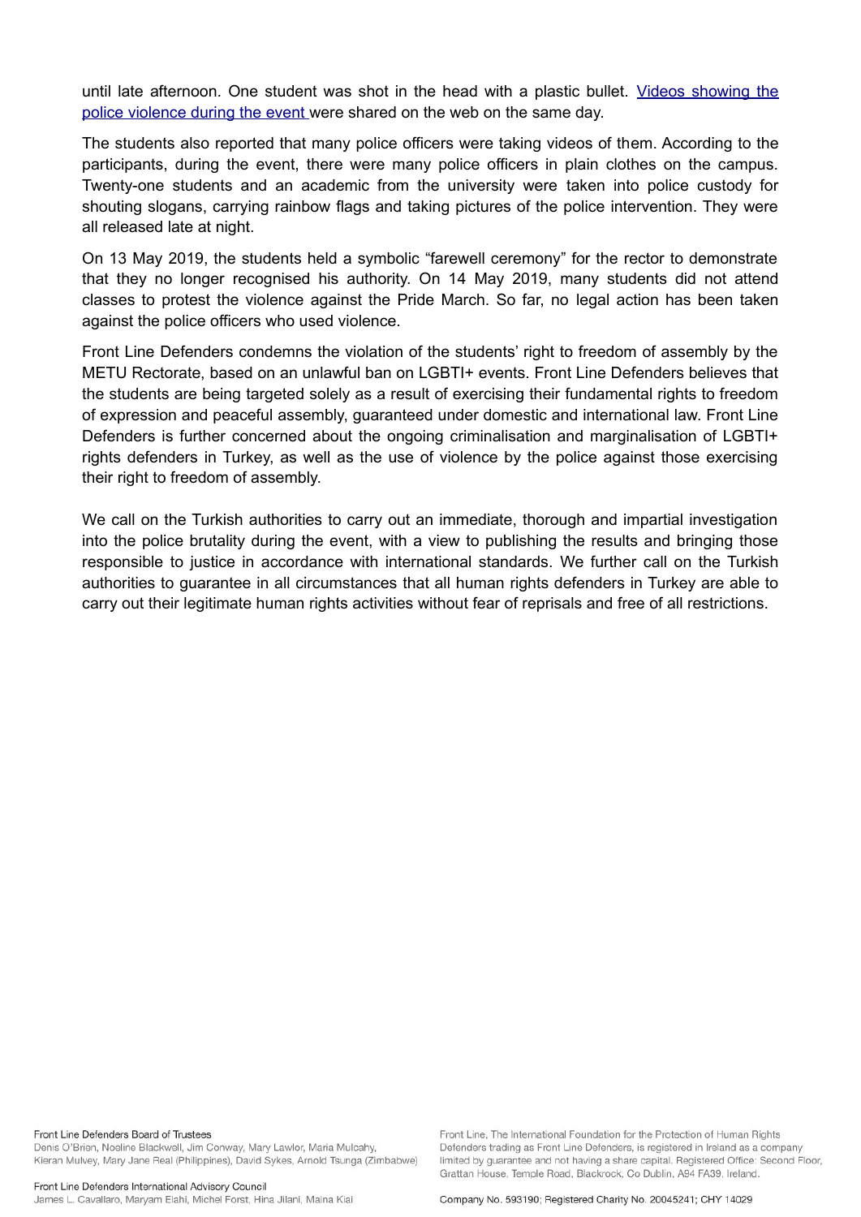until late afternoon. One student was shot in the head with a plastic bullet. Videos showing the police violence during the event were shared on the web on the same day.

The students also reported that many police officers were taking videos of them. According to the participants, during the event, there were many police officers in plain clothes on the campus. Twenty-one students and an academic from the university were taken into police custody for shouting slogans, carrying rainbow flags and taking pictures of the police intervention. They were all released late at night.

On 13 May 2019, the students held a symbolic "farewell ceremony" for the rector to demonstrate that they no longer recognised his authority. On 14 May 2019, many students did not attend classes to protest the violence against the Pride March. So far, no legal action has been taken against the police officers who used violence.

Front Line Defenders condemns the violation of the students' right to freedom of assembly by the METU Rectorate, based on an unlawful ban on LGBTI+ events. Front Line Defenders believes that the students are being targeted solely as a result of exercising their fundamental rights to freedom of expression and peaceful assembly, guaranteed under domestic and international law. Front Line Defenders is further concerned about the ongoing criminalisation and marginalisation of LGBTI+ rights defenders in Turkey, as well as the use of violence by the police against those exercising their right to freedom of assembly.

We call on the Turkish authorities to carry out an immediate, thorough and impartial investigation into the police brutality during the event, with a view to publishing the results and bringing those responsible to justice in accordance with international standards. We further call on the Turkish authorities to guarantee in all circumstances that all human rights defenders in Turkey are able to carry out their legitimate human rights activities without fear of reprisals and free of all restrictions.